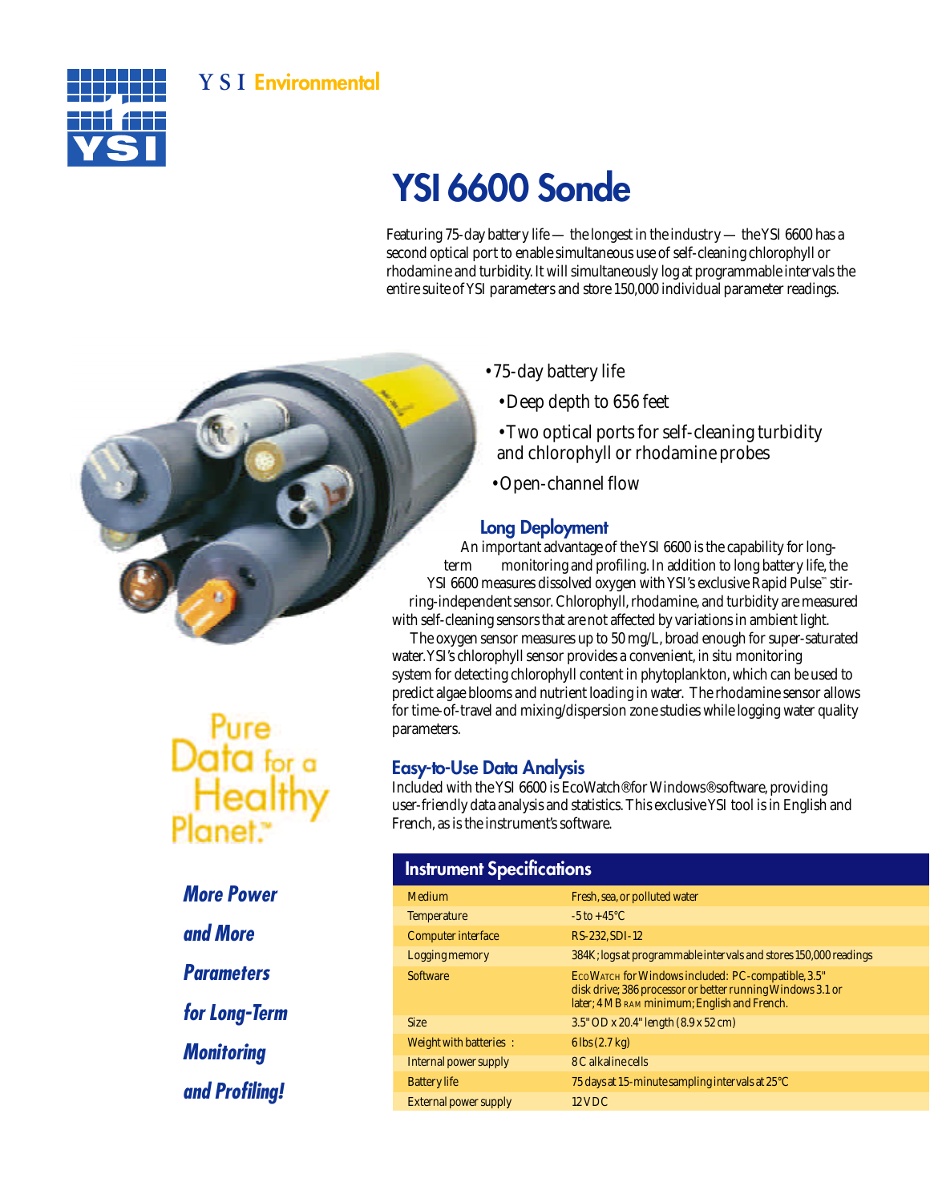YSI Environmental

# YSI 6600 Sonde

Featuring 75-day battery life — the longest in the industry — the YSI 6600 has a second optical port to enable simultaneous use of self-cleaning chlorophyll or rhodamine and turbidity. It will simultaneously log at programmable intervals the entire suite of YSI parameters and store 150,000 individual parameter readings.

- 75-day battery life
- Deep depth to 656 feet
- Two optical ports for self-cleaning turbidity and chlorophyll or rhodamine probes
- Open-channel flow

## Long Deployment

An important advantage of the YSI 6600 is the capability for long-term monitoring and profiling. In addition to long battery life, the YSI 6600 measures dissolved oxygen with YSI's exclusive Rapid Pulse™ stirring-independent sensor. Chlorophyll, rhodamine, and turbidity are measured with self-cleaning sensors that are not affected by variations in ambient light.

The oxygen sensor measures up to 50 mg/L, broad enough for super-saturated water. YSI's chlorophyll sensor provides a convenient, in situ monitoring system for detecting chlorophyll content in phytoplankton, which can be used to predict algae blooms and nutrient loading in water. The rhodamine sensor allows for time-of-travel and mixing/dispersion zone studies while logging water quality parameters.

## Easy-to-Use Data Analysis

Included with the YSI 6600 is EcoWatch® for Windows® software, providing user-friendly data analysis and statistics. This exclusive YSI tool is in English and French, as is the instrument's software.

Pure Data for a Healthy Planet.™

***More Power and More Parameters for Long-Term Monitoring and Profiling!***

## Instrument Specifications

| | |
|---|---|
| Medium | Fresh, sea, or polluted water |
| Temperature | -5 to +45°C |
| Computer interface | RS-232, SDI-12 |
| Logging memory | 384K; logs at programmable intervals and stores 150,000 readings |
| Software | EcoWatch for Windows included: PC-compatible, 3.5" disk drive; 386 processor or better running Windows 3.1 or later; 4 MB RAM minimum; English and French. |
| Size | 3.5" OD x 20.4" length (8.9 x 52 cm) |
| Weight with batteries : | 6 lbs (2.7 kg) |
| Internal power supply | 8 C alkaline cells |
| Battery life | 75 days at 15-minute sampling intervals at 25°C |
| External power supply | 12 VDC |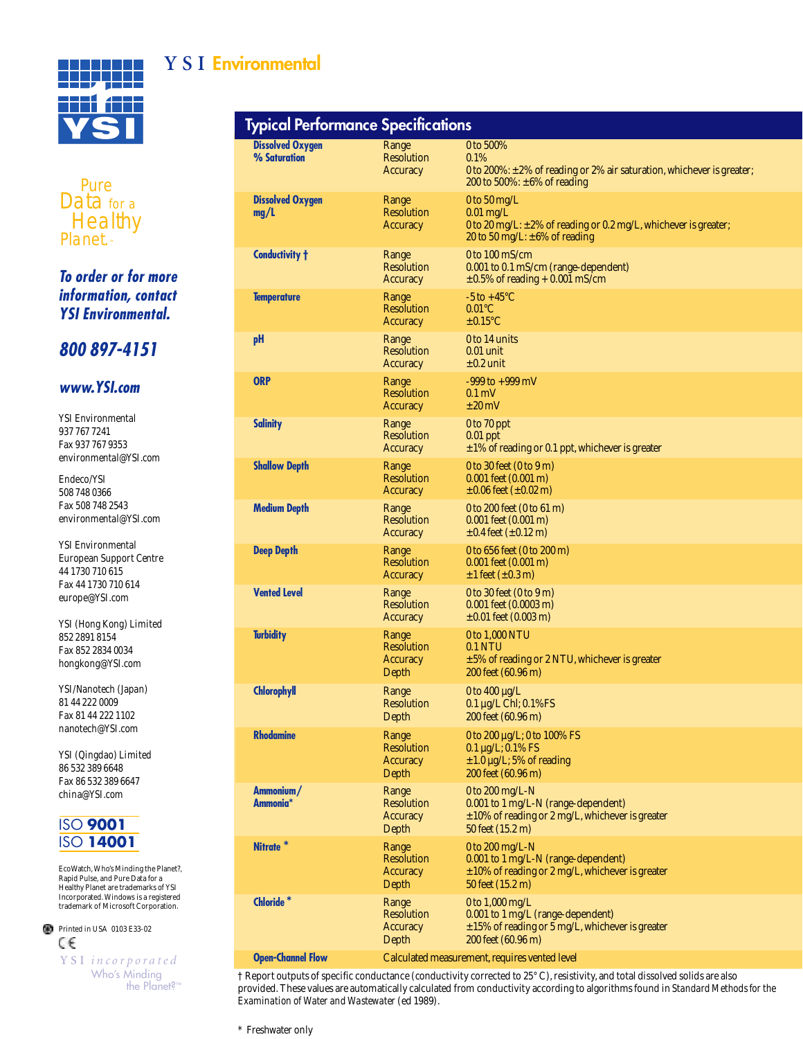# YSI Environmental

Pure Data for a Healthy Planet.™

***To order or for more information, contact YSI Environmental.***

***800 897-4151***

***www.YSI.com***

YSI Environmental
937 767 7241
Fax 937 767 9353
environmental@YSI.com

Endeco/YSI
508 748 0366
Fax 508 748 2543
environmental@YSI.com

YSI Environmental
European Support Centre
44 1730 710 615
Fax 44 1730 710 614
europe@YSI.com

YSI (Hong Kong) Limited
852 2891 8154
Fax 852 2834 0034
hongkong@YSI.com

YSI/Nanotech (Japan)
81 44 222 0009
Fax 81 44 222 1102
nanotech@YSI.com

YSI (Qingdao) Limited
86 532 389 6648
Fax 86 532 389 6647
china@YSI.com

ISO 9001
ISO 14001

EcoWatch, Who's Minding the Planet?, Rapid Pulse, and Pure Data for a Healthy Planet are trademarks of YSI Incorporated. Windows is a registered trademark of Microsoft Corporation.

Printed in USA 0103 E33-02

YSI incorporated
Who's Minding the Planet?™

## Typical Performance Specifications

| | | |
|---|---|---|
| **Dissolved Oxygen % Saturation** | Range | 0 to 500% |
| | Resolution | 0.1% |
| | Accuracy | 0 to 200%: ±2% of reading or 2% air saturation, whichever is greater; 200 to 500%: ±6% of reading |
| **Dissolved Oxygen mg/L** | Range | 0 to 50 mg/L |
| | Resolution | 0.01 mg/L |
| | Accuracy | 0 to 20 mg/L: ±2% of reading or 0.2 mg/L, whichever is greater; 20 to 50 mg/L: ±6% of reading |
| **Conductivity †** | Range | 0 to 100 mS/cm |
| | Resolution | 0.001 to 0.1 mS/cm (range-dependent) |
| | Accuracy | ±0.5% of reading + 0.001 mS/cm |
| **Temperature** | Range | -5 to +45°C |
| | Resolution | 0.01°C |
| | Accuracy | ±0.15°C |
| **pH** | Range | 0 to 14 units |
| | Resolution | 0.01 unit |
| | Accuracy | ±0.2 unit |
| **ORP** | Range | -999 to +999 mV |
| | Resolution | 0.1 mV |
| | Accuracy | ±20 mV |
| **Salinity** | Range | 0 to 70 ppt |
| | Resolution | 0.01 ppt |
| | Accuracy | ±1% of reading or 0.1 ppt, whichever is greater |
| **Shallow Depth** | Range | 0 to 30 feet (0 to 9 m) |
| | Resolution | 0.001 feet (0.001 m) |
| | Accuracy | ±0.06 feet (±0.02 m) |
| **Medium Depth** | Range | 0 to 200 feet (0 to 61 m) |
| | Resolution | 0.001 feet (0.001 m) |
| | Accuracy | ±0.4 feet (±0.12 m) |
| **Deep Depth** | Range | 0 to 656 feet (0 to 200 m) |
| | Resolution | 0.001 feet (0.001 m) |
| | Accuracy | ±1 feet (±0.3 m) |
| **Vented Level** | Range | 0 to 30 feet (0 to 9 m) |
| | Resolution | 0.001 feet (0.0003 m) |
| | Accuracy | ±0.01 feet (0.003 m) |
| **Turbidity** | Range | 0 to 1,000 NTU |
| | Resolution | 0.1 NTU |
| | Accuracy | ±5% of reading or 2 NTU, whichever is greater |
| | Depth | 200 feet (60.96 m) |
| **Chlorophyll** | Range | 0 to 400 µg/L |
| | Resolution | 0.1 µg/L Chl; 0.1%FS |
| | Depth | 200 feet (60.96 m) |
| **Rhodamine** | Range | 0 to 200 µg/L; 0 to 100% FS |
| | Resolution | 0.1 µg/L; 0.1% FS |
| | Accuracy | ±1.0 µg/L; 5% of reading |
| | Depth | 200 feet (60.96 m) |
| **Ammonium/ Ammonia*** | Range | 0 to 200 mg/L-N |
| | Resolution | 0.001 to 1 mg/L-N (range-dependent) |
| | Accuracy | ±10% of reading or 2 mg/L, whichever is greater |
| | Depth | 50 feet (15.2 m) |
| **Nitrate *** | Range | 0 to 200 mg/L-N |
| | Resolution | 0.001 to 1 mg/L-N (range-dependent) |
| | Accuracy | ±10% of reading or 2 mg/L, whichever is greater |
| | Depth | 50 feet (15.2 m) |
| **Chloride *** | Range | 0 to 1,000 mg/L |
| | Resolution | 0.001 to 1 mg/L (range-dependent) |
| | Accuracy | ±15% of reading or 5 mg/L, whichever is greater |
| | Depth | 200 feet (60.96 m) |
| **Open-Channel Flow** | Calculated measurement, requires vented level | |

† Report outputs of specific conductance (conductivity corrected to 25° C), resistivity, and total dissolved solids are also provided. These values are automatically calculated from conductivity according to algorithms found in *Standard Methods for the Examination of Water and Wastewater* (ed 1989).

\* Freshwater only